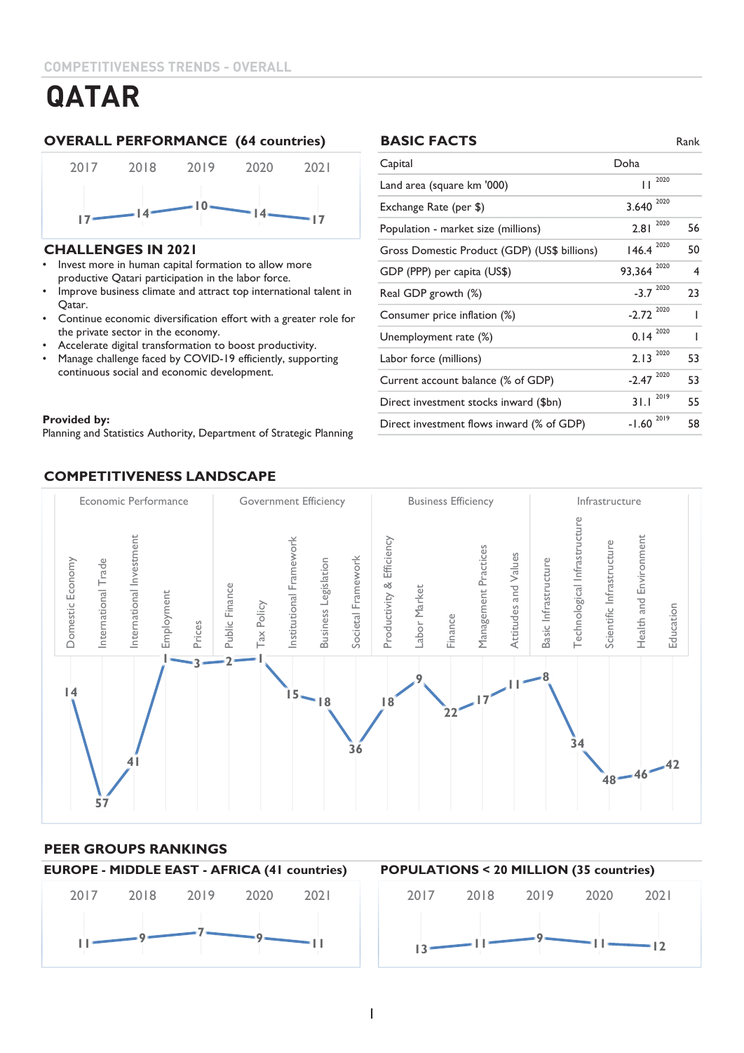COMPETITIVENESS TRENDS - OVERALL

# QATAR

## OVERALL PERFORMANCE (64 countries)

| 2017 | 2018 | 2019 | 2020 | 2021 |
|---|---|---|---|---|
| 17 | 14 | 10 | 14 | 17 |

## CHALLENGES IN 2021

- Invest more in human capital formation to allow more productive Qatari participation in the labor force.
- Improve business climate and attract top international talent in Qatar.
- Continue economic diversification effort with a greater role for the private sector in the economy.
- Accelerate digital transformation to boost productivity.
- Manage challenge faced by COVID-19 efficiently, supporting continuous social and economic development.

**Provided by:**
Planning and Statistics Authority, Department of Strategic Planning

## BASIC FACTS

| | | Year | Rank |
|---|---|---|---|
| Capital | Doha | | |
| Land area (square km '000) | 11 | 2020 | |
| Exchange Rate (per $) | 3.640 | 2020 | |
| Population - market size (millions) | 2.81 | 2020 | 56 |
| Gross Domestic Product (GDP) (US$ billions) | 146.4 | 2020 | 50 |
| GDP (PPP) per capita (US$) | 93,364 | 2020 | 4 |
| Real GDP growth (%) | -3.7 | 2020 | 23 |
| Consumer price inflation (%) | -2.72 | 2020 | 1 |
| Unemployment rate (%) | 0.14 | 2020 | 1 |
| Labor force (millions) | 2.13 | 2020 | 53 |
| Current account balance (% of GDP) | -2.47 | 2020 | 53 |
| Direct investment stocks inward ($bn) | 31.1 | 2019 | 55 |
| Direct investment flows inward (% of GDP) | -1.60 | 2019 | 58 |

## COMPETITIVENESS LANDSCAPE

| Factor | Sub-factor | Rank |
|---|---|---|
| Economic Performance | Domestic Economy | 14 |
| | International Trade | 57 |
| | International Investment | 41 |
| | Employment | 1 |
| | Prices | 3 |
| Government Efficiency | Public Finance | 2 |
| | Tax Policy | 1 |
| | Institutional Framework | 15 |
| | Business Legislation | 18 |
| | Societal Framework | 36 |
| Business Efficiency | Productivity & Efficiency | 18 |
| | Labor Market | 9 |
| | Finance | 22 |
| | Management Practices | 17 |
| | Attitudes and Values | 11 |
| Infrastructure | Basic Infrastructure | 8 |
| | Technological Infrastructure | 34 |
| | Scientific Infrastructure | 48 |
| | Health and Environment | 46 |
| | Education | 42 |

## PEER GROUPS RANKINGS

### EUROPE - MIDDLE EAST - AFRICA (41 countries)

| 2017 | 2018 | 2019 | 2020 | 2021 |
|---|---|---|---|---|
| 11 | 9 | 7 | 9 | 11 |

### POPULATIONS < 20 MILLION (35 countries)

| 2017 | 2018 | 2019 | 2020 | 2021 |
|---|---|---|---|---|
| 13 | 11 | 9 | 11 | 12 |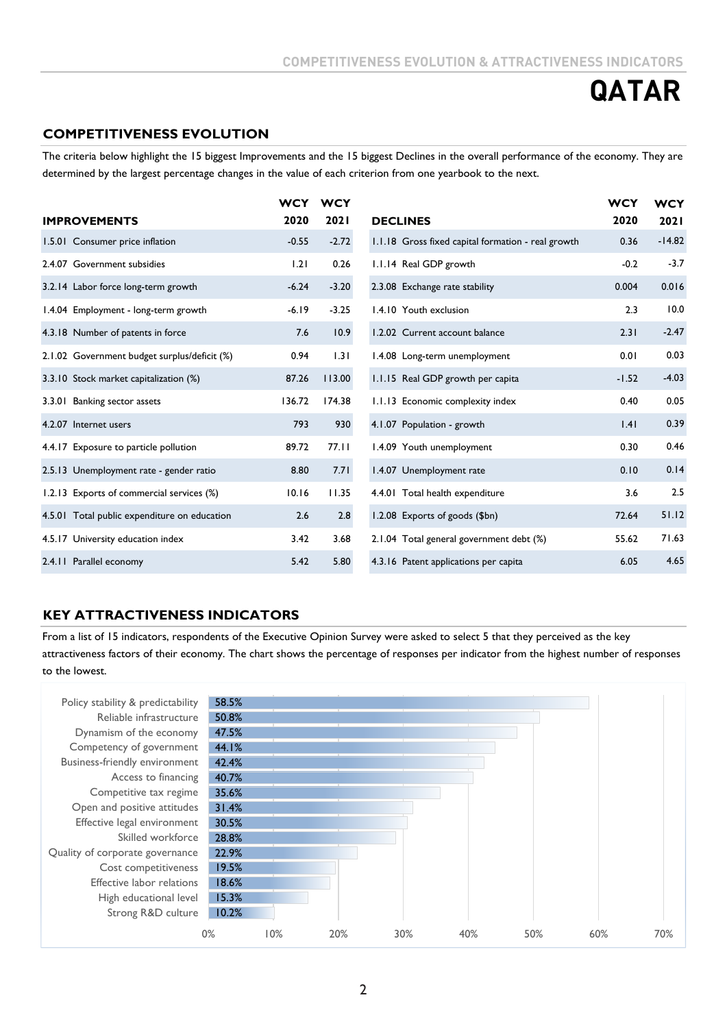# QATAR

## COMPETITIVENESS EVOLUTION

The criteria below highlight the 15 biggest Improvements and the 15 biggest Declines in the overall performance of the economy. They are determined by the largest percentage changes in the value of each criterion from one yearbook to the next.

| IMPROVEMENTS | WCY 2020 | WCY 2021 |
|---|---|---|
| 1.5.01 Consumer price inflation | -0.55 | -2.72 |
| 2.4.07 Government subsidies | 1.21 | 0.26 |
| 3.2.14 Labor force long-term growth | -6.24 | -3.20 |
| 1.4.04 Employment - long-term growth | -6.19 | -3.25 |
| 4.3.18 Number of patents in force | 7.6 | 10.9 |
| 2.1.02 Government budget surplus/deficit (%) | 0.94 | 1.31 |
| 3.3.10 Stock market capitalization (%) | 87.26 | 113.00 |
| 3.3.01 Banking sector assets | 136.72 | 174.38 |
| 4.2.07 Internet users | 793 | 930 |
| 4.4.17 Exposure to particle pollution | 89.72 | 77.11 |
| 2.5.13 Unemployment rate - gender ratio | 8.80 | 7.71 |
| 1.2.13 Exports of commercial services (%) | 10.16 | 11.35 |
| 4.5.01 Total public expenditure on education | 2.6 | 2.8 |
| 4.5.17 University education index | 3.42 | 3.68 |
| 2.4.11 Parallel economy | 5.42 | 5.80 |

| DECLINES | WCY 2020 | WCY 2021 |
|---|---|---|
| 1.1.18 Gross fixed capital formation - real growth | 0.36 | -14.82 |
| 1.1.14 Real GDP growth | -0.2 | -3.7 |
| 2.3.08 Exchange rate stability | 0.004 | 0.016 |
| 1.4.10 Youth exclusion | 2.3 | 10.0 |
| 1.2.02 Current account balance | 2.31 | -2.47 |
| 1.4.08 Long-term unemployment | 0.01 | 0.03 |
| 1.1.15 Real GDP growth per capita | -1.52 | -4.03 |
| 1.1.13 Economic complexity index | 0.40 | 0.05 |
| 4.1.07 Population - growth | 1.41 | 0.39 |
| 1.4.09 Youth unemployment | 0.30 | 0.46 |
| 1.4.07 Unemployment rate | 0.10 | 0.14 |
| 4.4.01 Total health expenditure | 3.6 | 2.5 |
| 1.2.08 Exports of goods ($bn) | 72.64 | 51.12 |
| 2.1.04 Total general government debt (%) | 55.62 | 71.63 |
| 4.3.16 Patent applications per capita | 6.05 | 4.65 |

## KEY ATTRACTIVENESS INDICATORS

From a list of 15 indicators, respondents of the Executive Opinion Survey were asked to select 5 that they perceived as the key attractiveness factors of their economy. The chart shows the percentage of responses per indicator from the highest number of responses to the lowest.

| Indicator | % of responses |
|---|---|
| Policy stability & predictability | 58.5% |
| Reliable infrastructure | 50.8% |
| Dynamism of the economy | 47.5% |
| Competency of government | 44.1% |
| Business-friendly environment | 42.4% |
| Access to financing | 40.7% |
| Competitive tax regime | 35.6% |
| Open and positive attitudes | 31.4% |
| Effective legal environment | 30.5% |
| Skilled workforce | 28.8% |
| Quality of corporate governance | 22.9% |
| Cost competitiveness | 19.5% |
| Effective labor relations | 18.6% |
| High educational level | 15.3% |
| Strong R&D culture | 10.2% |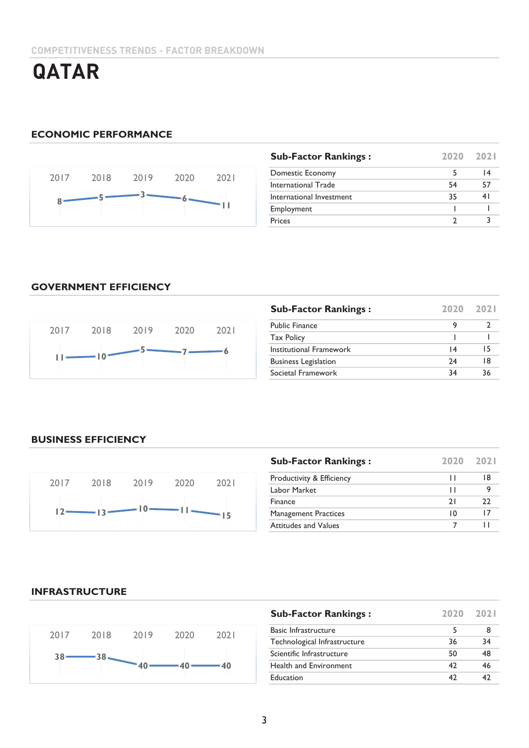COMPETITIVENESS TRENDS - FACTOR BREAKDOWN

# QATAR

## ECONOMIC PERFORMANCE

| 2017 | 2018 | 2019 | 2020 | 2021 |
|---|---|---|---|---|
| 8 | 5 | 3 | 6 | 11 |

| Sub-Factor Rankings : | 2020 | 2021 |
|---|---|---|
| Domestic Economy | 5 | 14 |
| International Trade | 54 | 57 |
| International Investment | 35 | 41 |
| Employment | 1 | 1 |
| Prices | 2 | 3 |

## GOVERNMENT EFFICIENCY

| 2017 | 2018 | 2019 | 2020 | 2021 |
|---|---|---|---|---|
| 11 | 10 | 5 | 7 | 6 |

| Sub-Factor Rankings : | 2020 | 2021 |
|---|---|---|
| Public Finance | 9 | 2 |
| Tax Policy | 1 | 1 |
| Institutional Framework | 14 | 15 |
| Business Legislation | 24 | 18 |
| Societal Framework | 34 | 36 |

## BUSINESS EFFICIENCY

| 2017 | 2018 | 2019 | 2020 | 2021 |
|---|---|---|---|---|
| 12 | 13 | 10 | 11 | 15 |

| Sub-Factor Rankings : | 2020 | 2021 |
|---|---|---|
| Productivity & Efficiency | 11 | 18 |
| Labor Market | 11 | 9 |
| Finance | 21 | 22 |
| Management Practices | 10 | 17 |
| Attitudes and Values | 7 | 11 |

## INFRASTRUCTURE

| 2017 | 2018 | 2019 | 2020 | 2021 |
|---|---|---|---|---|
| 38 | 38 | 40 | 40 | 40 |

| Sub-Factor Rankings : | 2020 | 2021 |
|---|---|---|
| Basic Infrastructure | 5 | 8 |
| Technological Infrastructure | 36 | 34 |
| Scientific Infrastructure | 50 | 48 |
| Health and Environment | 42 | 46 |
| Education | 42 | 42 |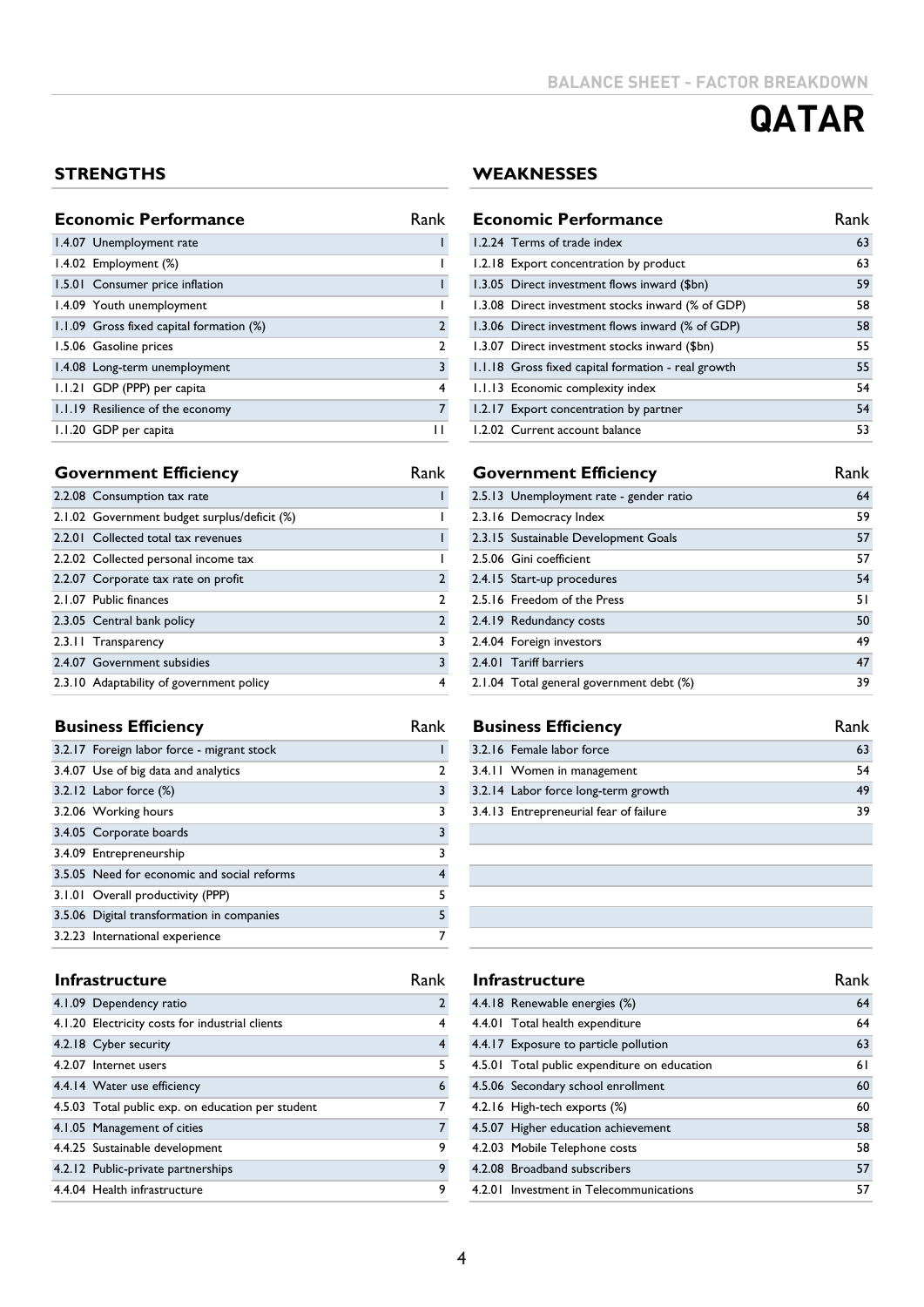## BALANCE SHEET - FACTOR BREAKDOWN

# QATAR

## STRENGTHS

| Economic Performance | Rank |
|---|---|
| 1.4.07 Unemployment rate | 1 |
| 1.4.02 Employment (%) | 1 |
| 1.5.01 Consumer price inflation | 1 |
| 1.4.09 Youth unemployment | 1 |
| 1.1.09 Gross fixed capital formation (%) | 2 |
| 1.5.06 Gasoline prices | 2 |
| 1.4.08 Long-term unemployment | 3 |
| 1.1.21 GDP (PPP) per capita | 4 |
| 1.1.19 Resilience of the economy | 7 |
| 1.1.20 GDP per capita | 11 |

| Government Efficiency | Rank |
|---|---|
| 2.2.08 Consumption tax rate | 1 |
| 2.1.02 Government budget surplus/deficit (%) | 1 |
| 2.2.01 Collected total tax revenues | 1 |
| 2.2.02 Collected personal income tax | 1 |
| 2.2.07 Corporate tax rate on profit | 2 |
| 2.1.07 Public finances | 2 |
| 2.3.05 Central bank policy | 2 |
| 2.3.11 Transparency | 3 |
| 2.4.07 Government subsidies | 3 |
| 2.3.10 Adaptability of government policy | 4 |

| Business Efficiency | Rank |
|---|---|
| 3.2.17 Foreign labor force - migrant stock | 1 |
| 3.4.07 Use of big data and analytics | 2 |
| 3.2.12 Labor force (%) | 3 |
| 3.2.06 Working hours | 3 |
| 3.4.05 Corporate boards | 3 |
| 3.4.09 Entrepreneurship | 3 |
| 3.5.05 Need for economic and social reforms | 4 |
| 3.1.01 Overall productivity (PPP) | 5 |
| 3.5.06 Digital transformation in companies | 5 |
| 3.2.23 International experience | 7 |

| Infrastructure | Rank |
|---|---|
| 4.1.09 Dependency ratio | 2 |
| 4.1.20 Electricity costs for industrial clients | 4 |
| 4.2.18 Cyber security | 4 |
| 4.2.07 Internet users | 5 |
| 4.4.14 Water use efficiency | 6 |
| 4.5.03 Total public exp. on education per student | 7 |
| 4.1.05 Management of cities | 7 |
| 4.4.25 Sustainable development | 9 |
| 4.2.12 Public-private partnerships | 9 |
| 4.4.04 Health infrastructure | 9 |

## WEAKNESSES

| Economic Performance | Rank |
|---|---|
| 1.2.24 Terms of trade index | 63 |
| 1.2.18 Export concentration by product | 63 |
| 1.3.05 Direct investment flows inward ($bn) | 59 |
| 1.3.08 Direct investment stocks inward (% of GDP) | 58 |
| 1.3.06 Direct investment flows inward (% of GDP) | 58 |
| 1.3.07 Direct investment stocks inward ($bn) | 55 |
| 1.1.18 Gross fixed capital formation - real growth | 55 |
| 1.1.13 Economic complexity index | 54 |
| 1.2.17 Export concentration by partner | 54 |
| 1.2.02 Current account balance | 53 |

| Government Efficiency | Rank |
|---|---|
| 2.5.13 Unemployment rate - gender ratio | 64 |
| 2.3.16 Democracy Index | 59 |
| 2.3.15 Sustainable Development Goals | 57 |
| 2.5.06 Gini coefficient | 57 |
| 2.4.15 Start-up procedures | 54 |
| 2.5.16 Freedom of the Press | 51 |
| 2.4.19 Redundancy costs | 50 |
| 2.4.04 Foreign investors | 49 |
| 2.4.01 Tariff barriers | 47 |
| 2.1.04 Total general government debt (%) | 39 |

| Business Efficiency | Rank |
|---|---|
| 3.2.16 Female labor force | 63 |
| 3.4.11 Women in management | 54 |
| 3.2.14 Labor force long-term growth | 49 |
| 3.4.13 Entrepreneurial fear of failure | 39 |

| Infrastructure | Rank |
|---|---|
| 4.4.18 Renewable energies (%) | 64 |
| 4.4.01 Total health expenditure | 64 |
| 4.4.17 Exposure to particle pollution | 63 |
| 4.5.01 Total public expenditure on education | 61 |
| 4.5.06 Secondary school enrollment | 60 |
| 4.2.16 High-tech exports (%) | 60 |
| 4.5.07 Higher education achievement | 58 |
| 4.2.03 Mobile Telephone costs | 58 |
| 4.2.08 Broadband subscribers | 57 |
| 4.2.01 Investment in Telecommunications | 57 |